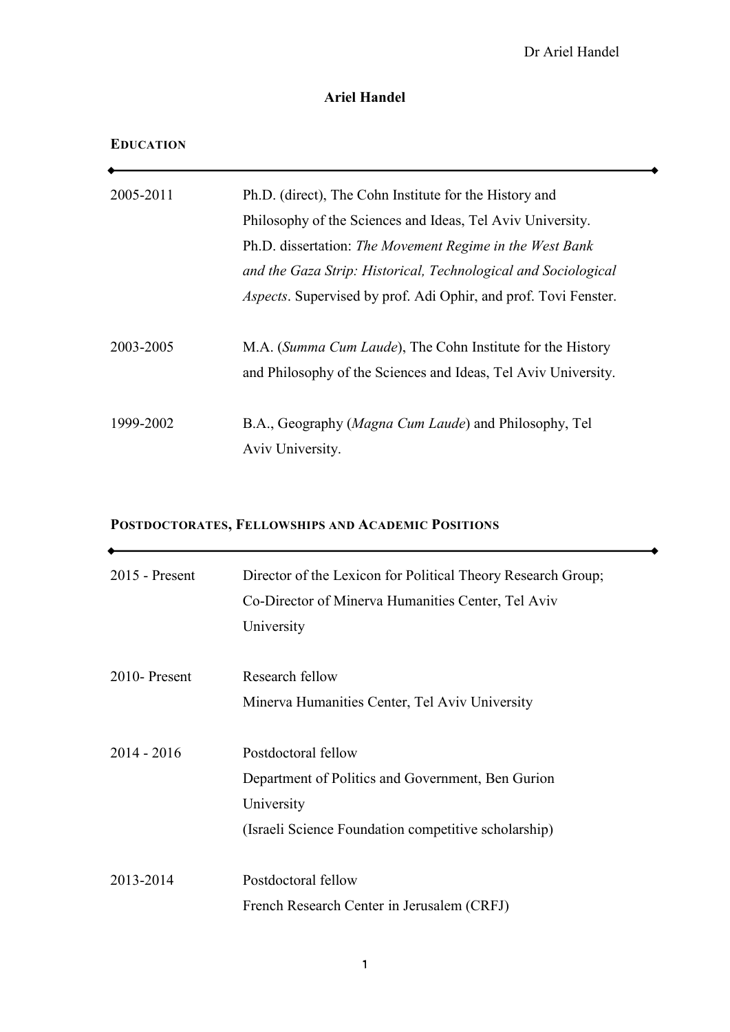# Ariel Handel

## Education

| | |
|---|---|
| 2005-2011 | Ph.D. (direct), The Cohn Institute for the History and Philosophy of the Sciences and Ideas, Tel Aviv University. Ph.D. dissertation: *The Movement Regime in the West Bank and the Gaza Strip: Historical, Technological and Sociological Aspects*. Supervised by prof. Adi Ophir, and prof. Tovi Fenster. |
| 2003-2005 | M.A. (*Summa Cum Laude*), The Cohn Institute for the History and Philosophy of the Sciences and Ideas, Tel Aviv University. |
| 1999-2002 | B.A., Geography (*Magna Cum Laude*) and Philosophy, Tel Aviv University. |

## Postdoctorates, Fellowships and Academic Positions

| | |
|---|---|
| 2015 - Present | Director of the Lexicon for Political Theory Research Group; Co-Director of Minerva Humanities Center, Tel Aviv University |
| 2010- Present | Research fellow<br>Minerva Humanities Center, Tel Aviv University |
| 2014 - 2016 | Postdoctoral fellow<br>Department of Politics and Government, Ben Gurion University<br>(Israeli Science Foundation competitive scholarship) |
| 2013-2014 | Postdoctoral fellow<br>French Research Center in Jerusalem (CRFJ) |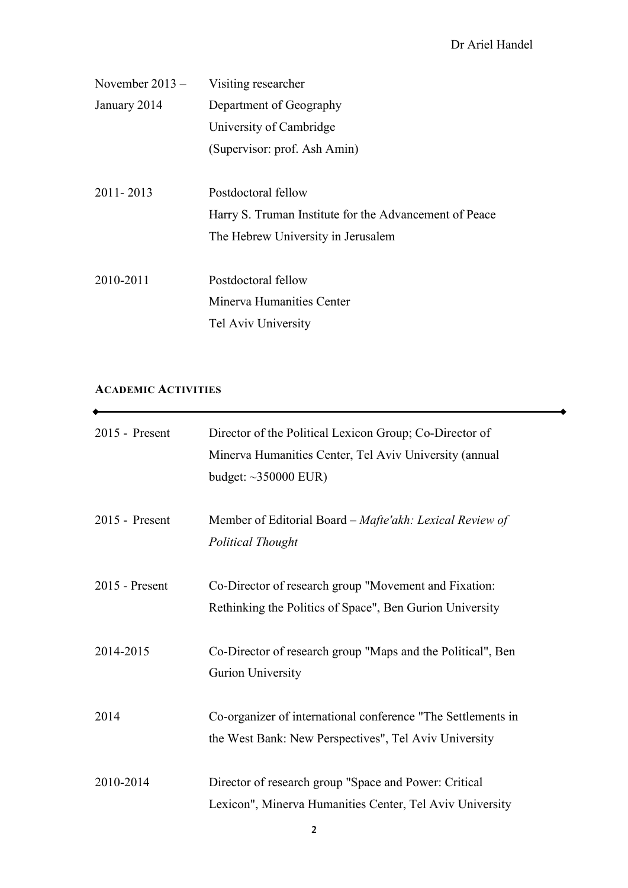| | |
|---|---|
| November 2013 – January 2014 | Visiting researcher<br>Department of Geography<br>University of Cambridge<br>(Supervisor: prof. Ash Amin) |
| 2011- 2013 | Postdoctoral fellow<br>Harry S. Truman Institute for the Advancement of Peace<br>The Hebrew University in Jerusalem |
| 2010-2011 | Postdoctoral fellow<br>Minerva Humanities Center<br>Tel Aviv University |

## ACADEMIC ACTIVITIES

| | |
|---|---|
| 2015 - Present | Director of the Political Lexicon Group; Co-Director of Minerva Humanities Center, Tel Aviv University (annual budget: ~350000 EUR) |
| 2015 - Present | Member of Editorial Board – *Mafte'akh: Lexical Review of Political Thought* |
| 2015 - Present | Co-Director of research group "Movement and Fixation: Rethinking the Politics of Space", Ben Gurion University |
| 2014-2015 | Co-Director of research group "Maps and the Political", Ben Gurion University |
| 2014 | Co-organizer of international conference "The Settlements in the West Bank: New Perspectives", Tel Aviv University |
| 2010-2014 | Director of research group "Space and Power: Critical Lexicon", Minerva Humanities Center, Tel Aviv University |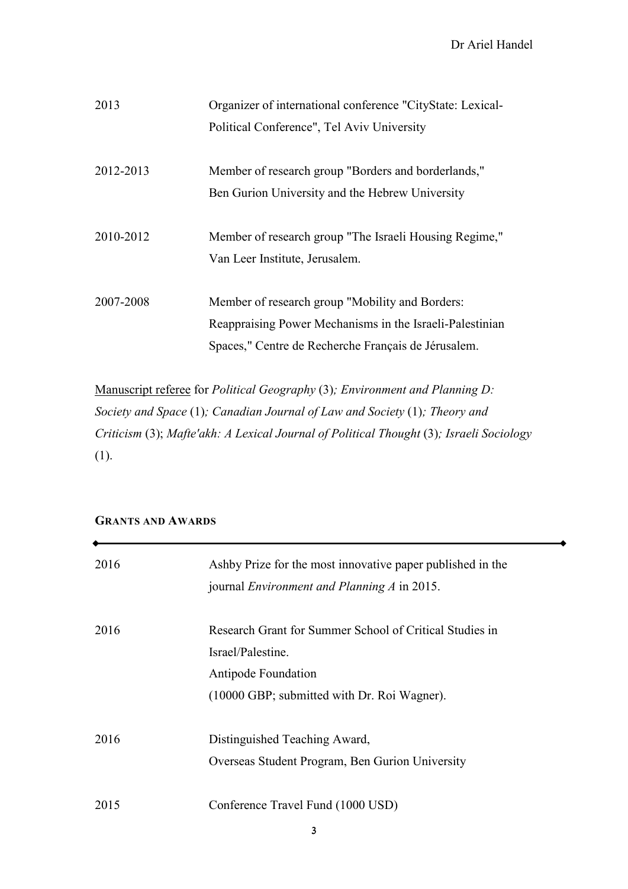2013 Organizer of international conference "CityState: Lexical-Political Conference", Tel Aviv University

2012-2013 Member of research group "Borders and borderlands," Ben Gurion University and the Hebrew University

2010-2012 Member of research group "The Israeli Housing Regime," Van Leer Institute, Jerusalem.

2007-2008 Member of research group "Mobility and Borders: Reappraising Power Mechanisms in the Israeli-Palestinian Spaces," Centre de Recherche Français de Jérusalem.

<u>Manuscript referee</u> for *Political Geography* (3)*; Environment and Planning D: Society and Space* (1)*; Canadian Journal of Law and Society* (1)*; Theory and Criticism* (3); *Mafte'akh: A Lexical Journal of Political Thought* (3)*; Israeli Sociology* (1).

## GRANTS AND AWARDS

2016 Ashby Prize for the most innovative paper published in the journal *Environment and Planning A* in 2015.

2016 Research Grant for Summer School of Critical Studies in Israel/Palestine.
Antipode Foundation
(10000 GBP; submitted with Dr. Roi Wagner).

2016 Distinguished Teaching Award,
Overseas Student Program, Ben Gurion University

2015 Conference Travel Fund (1000 USD)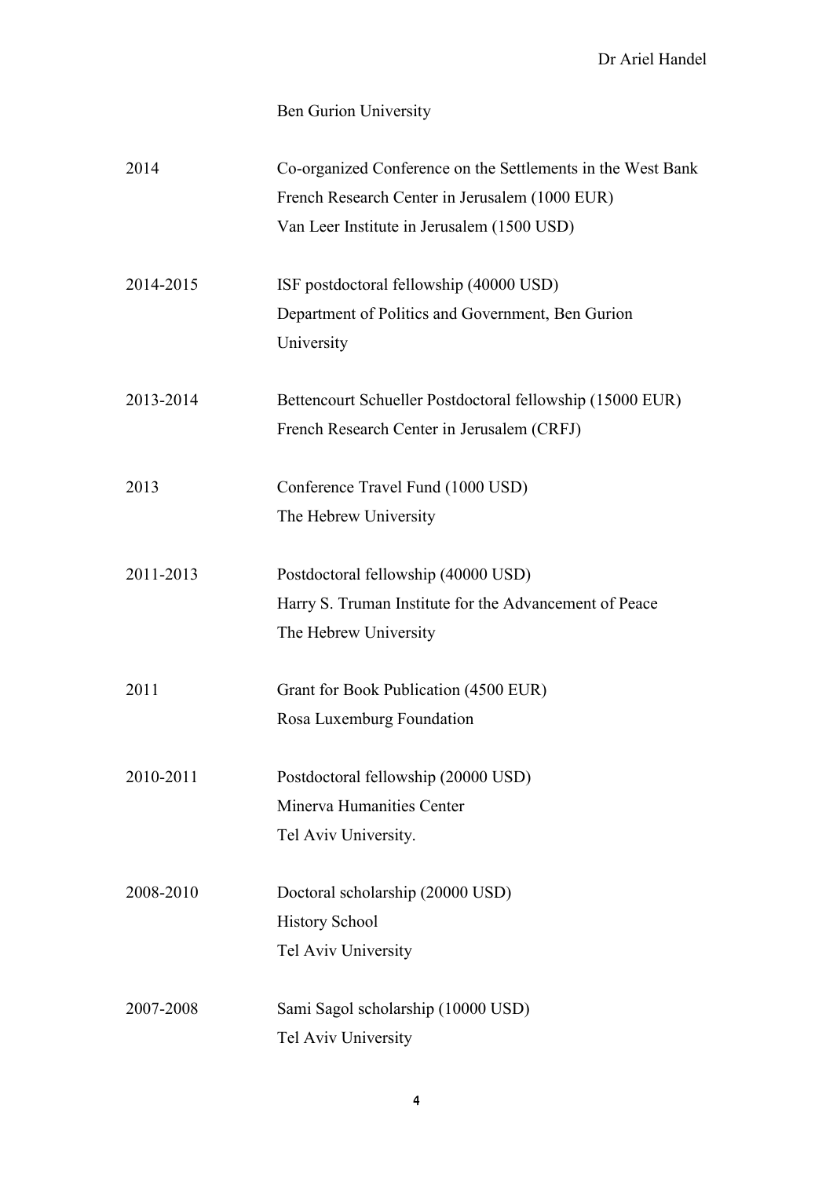Ben Gurion University

| | |
|---|---|
| 2014 | Co-organized Conference on the Settlements in the West Bank<br>French Research Center in Jerusalem (1000 EUR)<br>Van Leer Institute in Jerusalem (1500 USD) |
| 2014-2015 | ISF postdoctoral fellowship (40000 USD)<br>Department of Politics and Government, Ben Gurion University |
| 2013-2014 | Bettencourt Schueller Postdoctoral fellowship (15000 EUR)<br>French Research Center in Jerusalem (CRFJ) |
| 2013 | Conference Travel Fund (1000 USD)<br>The Hebrew University |
| 2011-2013 | Postdoctoral fellowship (40000 USD)<br>Harry S. Truman Institute for the Advancement of Peace<br>The Hebrew University |
| 2011 | Grant for Book Publication (4500 EUR)<br>Rosa Luxemburg Foundation |
| 2010-2011 | Postdoctoral fellowship (20000 USD)<br>Minerva Humanities Center<br>Tel Aviv University. |
| 2008-2010 | Doctoral scholarship (20000 USD)<br>History School<br>Tel Aviv University |
| 2007-2008 | Sami Sagol scholarship (10000 USD)<br>Tel Aviv University |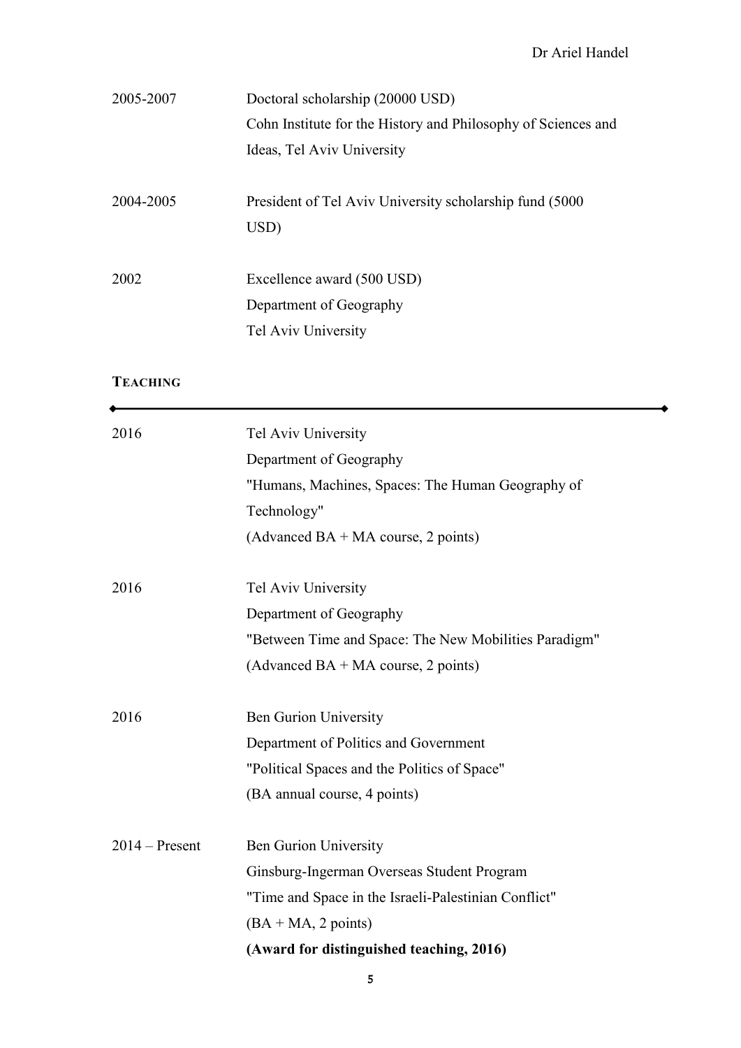| | |
|---|---|
| 2005-2007 | Doctoral scholarship (20000 USD)<br>Cohn Institute for the History and Philosophy of Sciences and Ideas, Tel Aviv University |
| 2004-2005 | President of Tel Aviv University scholarship fund (5000 USD) |
| 2002 | Excellence award (500 USD)<br>Department of Geography<br>Tel Aviv University |

## TEACHING

| | |
|---|---|
| 2016 | Tel Aviv University<br>Department of Geography<br>"Humans, Machines, Spaces: The Human Geography of Technology"<br>(Advanced BA + MA course, 2 points) |
| 2016 | Tel Aviv University<br>Department of Geography<br>"Between Time and Space: The New Mobilities Paradigm"<br>(Advanced BA + MA course, 2 points) |
| 2016 | Ben Gurion University<br>Department of Politics and Government<br>"Political Spaces and the Politics of Space"<br>(BA annual course, 4 points) |
| 2014 – Present | Ben Gurion University<br>Ginsburg-Ingerman Overseas Student Program<br>"Time and Space in the Israeli-Palestinian Conflict"<br>(BA + MA, 2 points)<br>**(Award for distinguished teaching, 2016)** |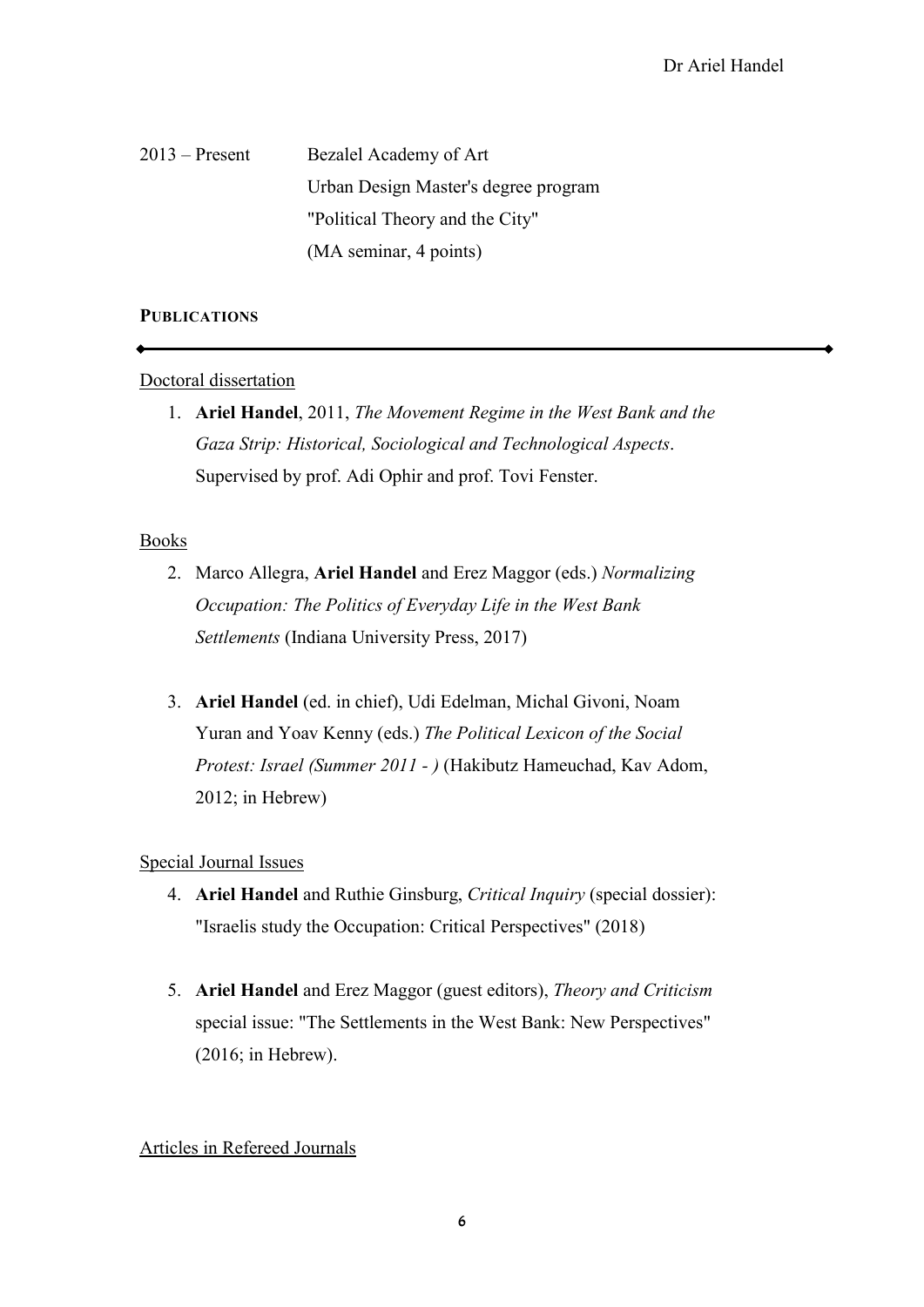2013 – Present Bezalel Academy of Art
Urban Design Master's degree program
"Political Theory and the City"
(MA seminar, 4 points)

## PUBLICATIONS

Doctoral dissertation

1. **Ariel Handel**, 2011, *The Movement Regime in the West Bank and the Gaza Strip: Historical, Sociological and Technological Aspects*. Supervised by prof. Adi Ophir and prof. Tovi Fenster.

Books

2. Marco Allegra, **Ariel Handel** and Erez Maggor (eds.) *Normalizing Occupation: The Politics of Everyday Life in the West Bank Settlements* (Indiana University Press, 2017)

3. **Ariel Handel** (ed. in chief), Udi Edelman, Michal Givoni, Noam Yuran and Yoav Kenny (eds.) *The Political Lexicon of the Social Protest: Israel (Summer 2011 - )* (Hakibutz Hameuchad, Kav Adom, 2012; in Hebrew)

Special Journal Issues

4. **Ariel Handel** and Ruthie Ginsburg, *Critical Inquiry* (special dossier): "Israelis study the Occupation: Critical Perspectives" (2018)

5. **Ariel Handel** and Erez Maggor (guest editors), *Theory and Criticism* special issue: "The Settlements in the West Bank: New Perspectives" (2016; in Hebrew).

Articles in Refereed Journals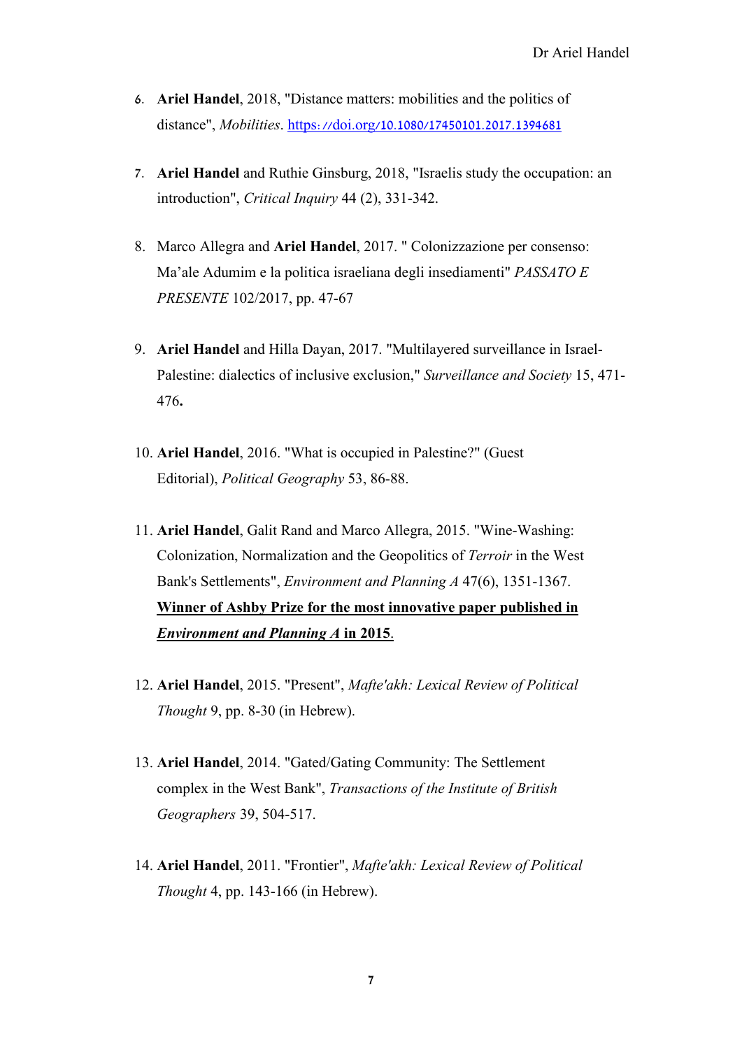6. **Ariel Handel**, 2018, "Distance matters: mobilities and the politics of distance", *Mobilities*. https://doi.org/10.1080/17450101.2017.1394681

7. **Ariel Handel** and Ruthie Ginsburg, 2018, "Israelis study the occupation: an introduction", *Critical Inquiry* 44 (2), 331-342.

8. Marco Allegra and **Ariel Handel**, 2017. " Colonizzazione per consenso: Ma'ale Adumim e la politica israeliana degli insediamenti" *PASSATO E PRESENTE* 102/2017, pp. 47-67

9. **Ariel Handel** and Hilla Dayan, 2017. "Multilayered surveillance in Israel-Palestine: dialectics of inclusive exclusion," *Surveillance and Society* 15, 471-476**.**

10. **Ariel Handel**, 2016. "What is occupied in Palestine?" (Guest Editorial), *Political Geography* 53, 86-88.

11. **Ariel Handel**, Galit Rand and Marco Allegra, 2015. "Wine-Washing: Colonization, Normalization and the Geopolitics of *Terroir* in the West Bank's Settlements", *Environment and Planning A* 47(6), 1351-1367. **Winner of Ashby Prize for the most innovative paper published in *Environment and Planning A* in 2015**.

12. **Ariel Handel**, 2015. "Present", *Mafte'akh: Lexical Review of Political Thought* 9, pp. 8-30 (in Hebrew).

13. **Ariel Handel**, 2014. "Gated/Gating Community: The Settlement complex in the West Bank", *Transactions of the Institute of British Geographers* 39, 504-517.

14. **Ariel Handel**, 2011. "Frontier", *Mafte'akh: Lexical Review of Political Thought* 4, pp. 143-166 (in Hebrew).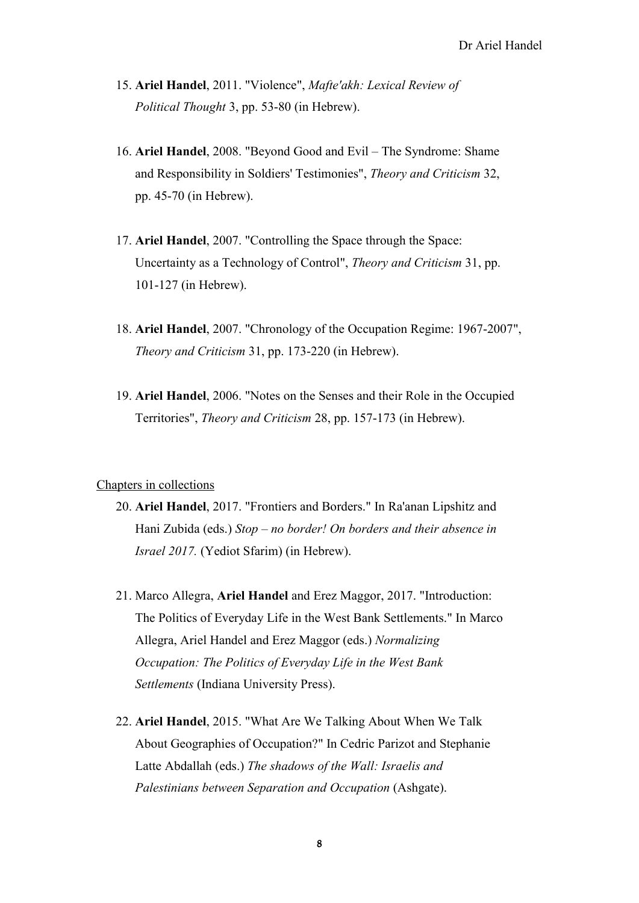15. **Ariel Handel**, 2011. "Violence", *Mafte'akh: Lexical Review of Political Thought* 3, pp. 53-80 (in Hebrew).

16. **Ariel Handel**, 2008. "Beyond Good and Evil – The Syndrome: Shame and Responsibility in Soldiers' Testimonies", *Theory and Criticism* 32, pp. 45-70 (in Hebrew).

17. **Ariel Handel**, 2007. "Controlling the Space through the Space: Uncertainty as a Technology of Control", *Theory and Criticism* 31, pp. 101-127 (in Hebrew).

18. **Ariel Handel**, 2007. "Chronology of the Occupation Regime: 1967-2007", *Theory and Criticism* 31, pp. 173-220 (in Hebrew).

19. **Ariel Handel**, 2006. "Notes on the Senses and their Role in the Occupied Territories", *Theory and Criticism* 28, pp. 157-173 (in Hebrew).

<u>Chapters in collections</u>

20. **Ariel Handel**, 2017. "Frontiers and Borders." In Ra'anan Lipshitz and Hani Zubida (eds.) *Stop – no border! On borders and their absence in Israel 2017.* (Yediot Sfarim) (in Hebrew).

21. Marco Allegra, **Ariel Handel** and Erez Maggor, 2017. "Introduction: The Politics of Everyday Life in the West Bank Settlements." In Marco Allegra, Ariel Handel and Erez Maggor (eds.) *Normalizing Occupation: The Politics of Everyday Life in the West Bank Settlements* (Indiana University Press).

22. **Ariel Handel**, 2015. "What Are We Talking About When We Talk About Geographies of Occupation?" In Cedric Parizot and Stephanie Latte Abdallah (eds.) *The shadows of the Wall: Israelis and Palestinians between Separation and Occupation* (Ashgate).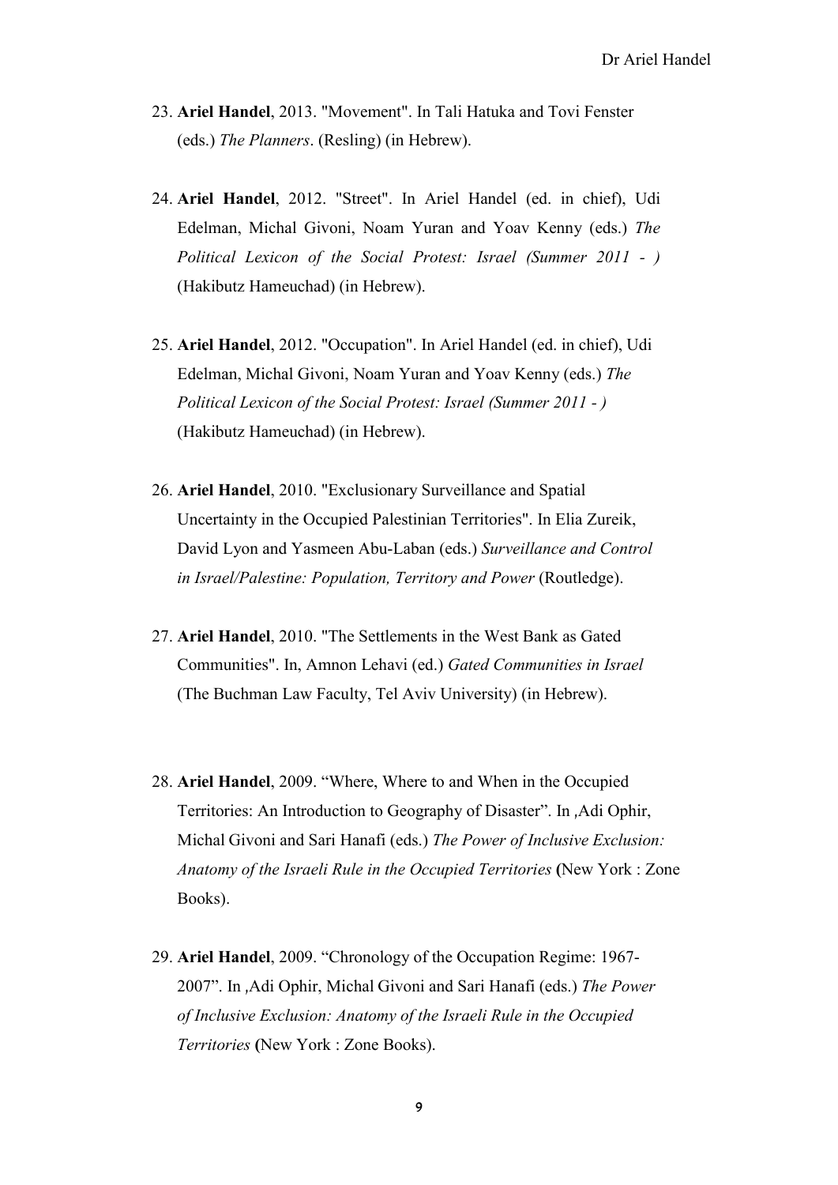23. **Ariel Handel**, 2013. "Movement". In Tali Hatuka and Tovi Fenster (eds.) *The Planners*. (Resling) (in Hebrew).

24. **Ariel Handel**, 2012. "Street". In Ariel Handel (ed. in chief), Udi Edelman, Michal Givoni, Noam Yuran and Yoav Kenny (eds.) *The Political Lexicon of the Social Protest: Israel (Summer 2011 - )* (Hakibutz Hameuchad) (in Hebrew).

25. **Ariel Handel**, 2012. "Occupation". In Ariel Handel (ed. in chief), Udi Edelman, Michal Givoni, Noam Yuran and Yoav Kenny (eds.) *The Political Lexicon of the Social Protest: Israel (Summer 2011 - )* (Hakibutz Hameuchad) (in Hebrew).

26. **Ariel Handel**, 2010. "Exclusionary Surveillance and Spatial Uncertainty in the Occupied Palestinian Territories". In Elia Zureik, David Lyon and Yasmeen Abu-Laban (eds.) *Surveillance and Control in Israel/Palestine: Population, Territory and Power* (Routledge).

27. **Ariel Handel**, 2010. "The Settlements in the West Bank as Gated Communities". In, Amnon Lehavi (ed.) *Gated Communities in Israel* (The Buchman Law Faculty, Tel Aviv University) (in Hebrew).

28. **Ariel Handel**, 2009. "Where, Where to and When in the Occupied Territories: An Introduction to Geography of Disaster". In ,Adi Ophir, Michal Givoni and Sari Hanafi (eds.) *The Power of Inclusive Exclusion: Anatomy of the Israeli Rule in the Occupied Territories* **(**New York : Zone Books).

29. **Ariel Handel**, 2009. "Chronology of the Occupation Regime: 1967-2007". In ,Adi Ophir, Michal Givoni and Sari Hanafi (eds.) *The Power of Inclusive Exclusion: Anatomy of the Israeli Rule in the Occupied Territories* **(**New York : Zone Books).